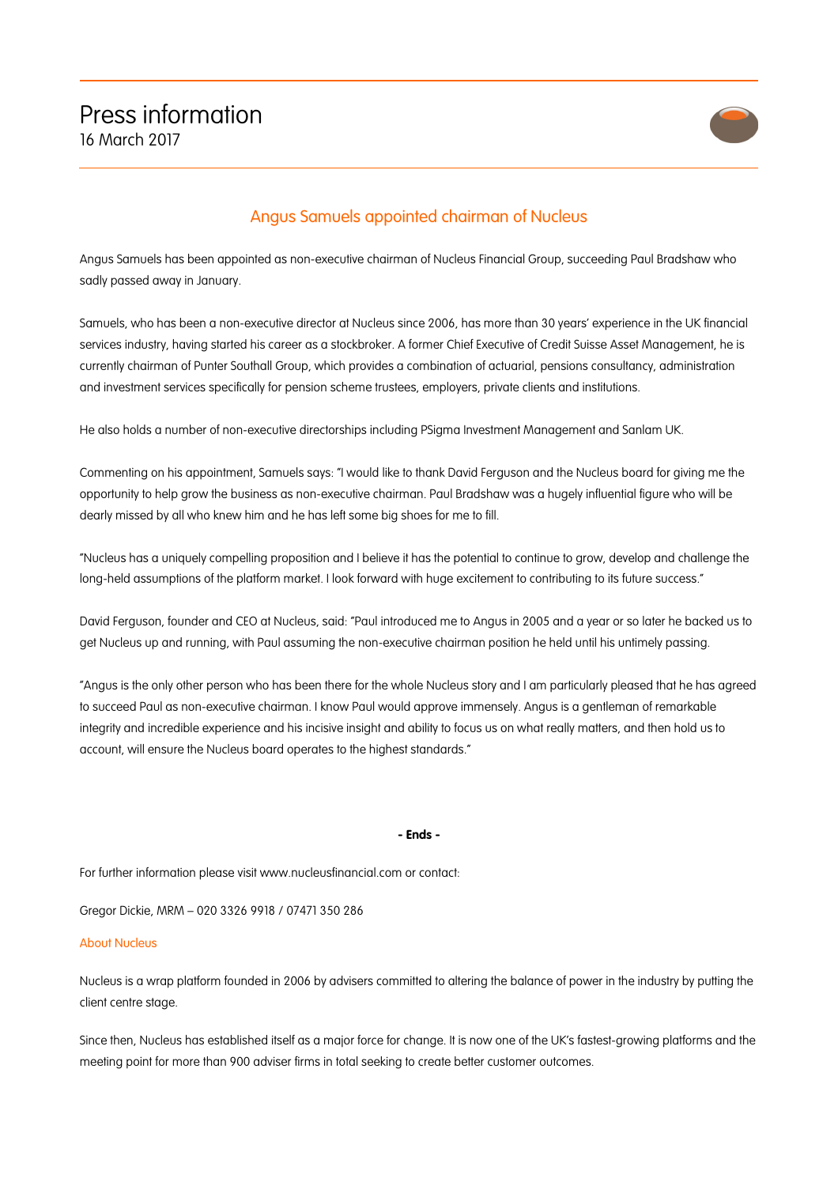# Press information

16 March 2017

## Angus Samuels appointed chairman of Nucleus

Angus Samuels has been appointed as non-executive chairman of Nucleus Financial Group, succeeding Paul Bradshaw who sadly passed away in January.

Samuels, who has been a non-executive director at Nucleus since 2006, has more than 30 years' experience in the UK financial services industry, having started his career as a stockbroker. A former Chief Executive of Credit Suisse Asset Management, he is currently chairman of Punter Southall Group, which provides a combination of actuarial, pensions consultancy, administration and investment services specifically for pension scheme trustees, employers, private clients and institutions.

He also holds a number of non-executive directorships including PSigma Investment Management and Sanlam UK.

Commenting on his appointment, Samuels says: "I would like to thank David Ferguson and the Nucleus board for giving me the opportunity to help grow the business as non-executive chairman. Paul Bradshaw was a hugely influential figure who will be dearly missed by all who knew him and he has left some big shoes for me to fill.

"Nucleus has a uniquely compelling proposition and I believe it has the potential to continue to grow, develop and challenge the long-held assumptions of the platform market. I look forward with huge excitement to contributing to its future success."

David Ferguson, founder and CEO at Nucleus, said: "Paul introduced me to Angus in 2005 and a year or so later he backed us to get Nucleus up and running, with Paul assuming the non-executive chairman position he held until his untimely passing.

"Angus is the only other person who has been there for the whole Nucleus story and I am particularly pleased that he has agreed to succeed Paul as non-executive chairman. I know Paul would approve immensely. Angus is a gentleman of remarkable integrity and incredible experience and his incisive insight and ability to focus us on what really matters, and then hold us to account, will ensure the Nucleus board operates to the highest standards."

**- Ends -**

For further information please visit www.nucleusfinancial.com or contact:

Gregor Dickie, MRM – 020 3326 9918 / 07471 350 286

### About Nucleus

Nucleus is a wrap platform founded in 2006 by advisers committed to altering the balance of power in the industry by putting the client centre stage.

Since then, Nucleus has established itself as a major force for change. It is now one of the UK's fastest-growing platforms and the meeting point for more than 900 adviser firms in total seeking to create better customer outcomes.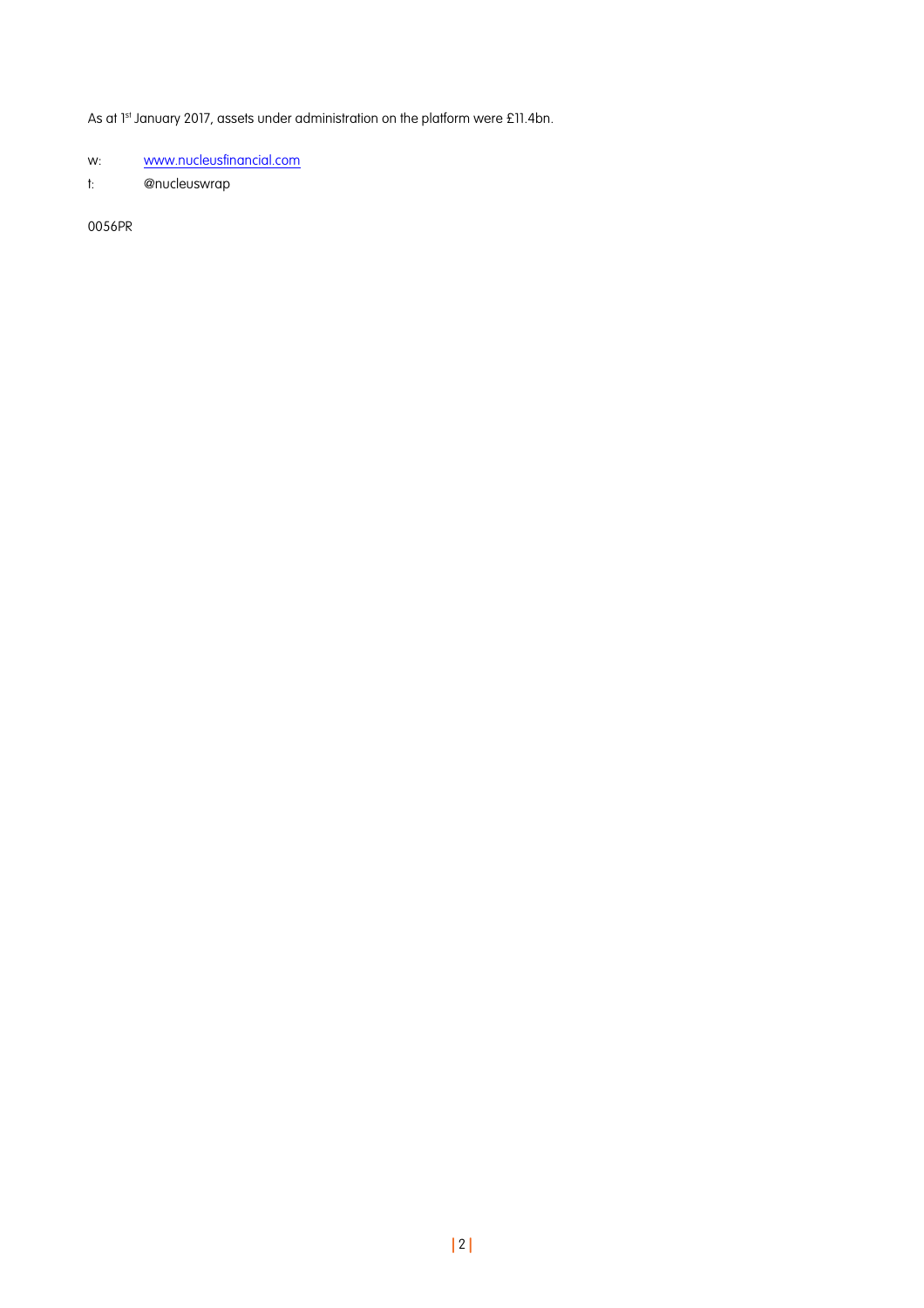As at 1st January 2017, assets under administration on the platform were £11.4bn.

w: www.nucleusfinancial.com

t: @nucleuswrap

0056PR